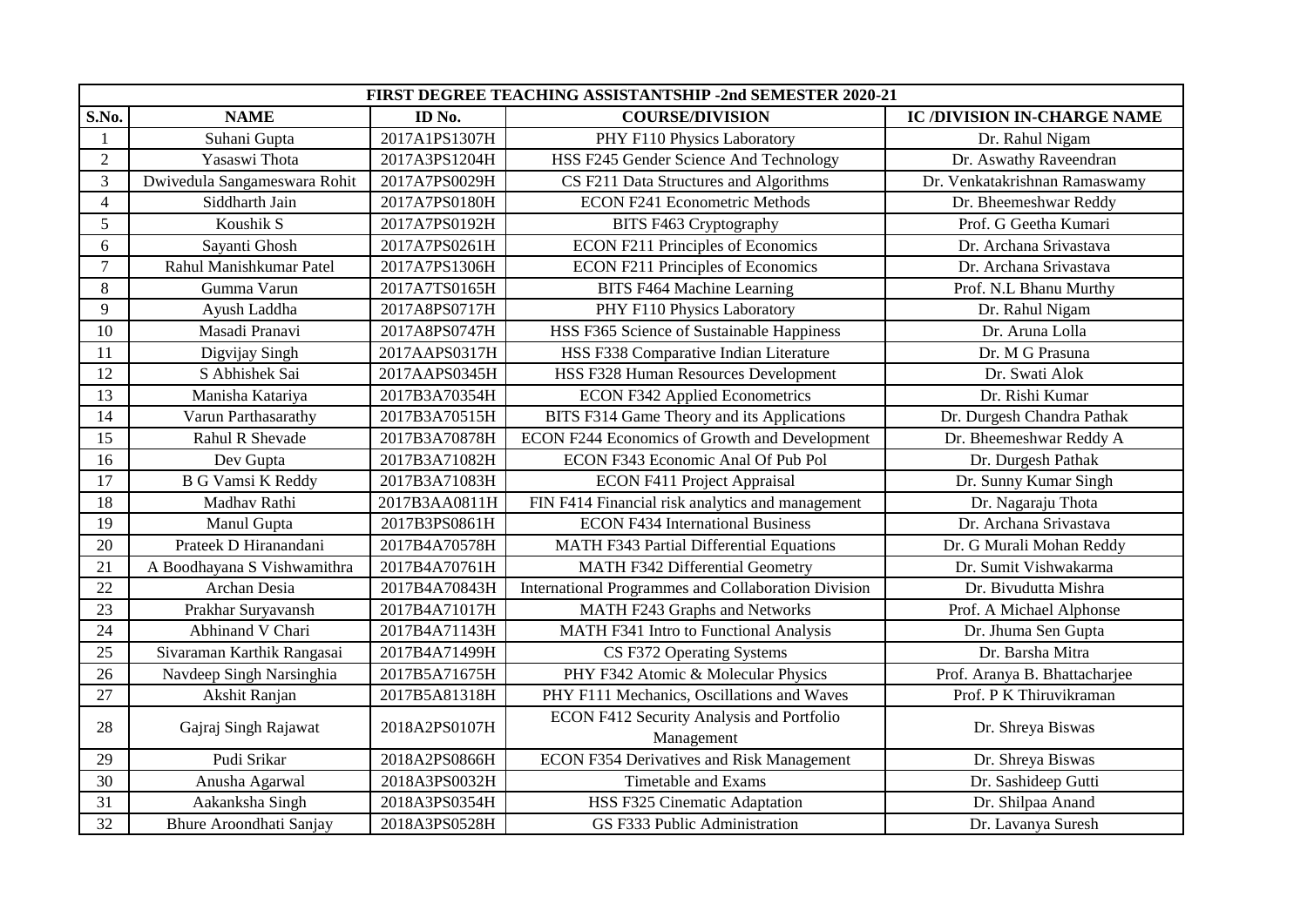| FIRST DEGREE TEACHING ASSISTANTSHIP -2nd SEMESTER 2020-21 | | | | |
|---|---|---|---|---|
| **S.No.** | **NAME** | **ID No.** | **COURSE/DIVISION** | **IC /DIVISION IN-CHARGE NAME** |
| 1 | Suhani Gupta | 2017A1PS1307H | PHY F110 Physics Laboratory | Dr. Rahul Nigam |
| 2 | Yasaswi Thota | 2017A3PS1204H | HSS F245 Gender Science And Technology | Dr. Aswathy Raveendran |
| 3 | Dwivedula Sangameswara Rohit | 2017A7PS0029H | CS F211 Data Structures and Algorithms | Dr. Venkatakrishnan Ramaswamy |
| 4 | Siddharth Jain | 2017A7PS0180H | ECON F241 Econometric Methods | Dr. Bheemeshwar Reddy |
| 5 | Koushik S | 2017A7PS0192H | BITS F463 Cryptography | Prof. G Geetha Kumari |
| 6 | Sayanti Ghosh | 2017A7PS0261H | ECON F211 Principles of Economics | Dr. Archana Srivastava |
| 7 | Rahul Manishkumar Patel | 2017A7PS1306H | ECON F211 Principles of Economics | Dr. Archana Srivastava |
| 8 | Gumma Varun | 2017A7TS0165H | BITS F464 Machine Learning | Prof. N.L Bhanu Murthy |
| 9 | Ayush Laddha | 2017A8PS0717H | PHY F110 Physics Laboratory | Dr. Rahul Nigam |
| 10 | Masadi Pranavi | 2017A8PS0747H | HSS F365 Science of Sustainable Happiness | Dr. Aruna Lolla |
| 11 | Digvijay Singh | 2017AAPS0317H | HSS F338 Comparative Indian Literature | Dr. M G Prasuna |
| 12 | S Abhishek Sai | 2017AAPS0345H | HSS F328 Human Resources Development | Dr. Swati Alok |
| 13 | Manisha Katariya | 2017B3A70354H | ECON F342 Applied Econometrics | Dr. Rishi Kumar |
| 14 | Varun Parthasarathy | 2017B3A70515H | BITS F314 Game Theory and its Applications | Dr. Durgesh Chandra Pathak |
| 15 | Rahul R Shevade | 2017B3A70878H | ECON F244 Economics of Growth and Development | Dr. Bheemeshwar Reddy A |
| 16 | Dev Gupta | 2017B3A71082H | ECON F343 Economic Anal Of Pub Pol | Dr. Durgesh Pathak |
| 17 | B G Vamsi K Reddy | 2017B3A71083H | ECON F411 Project Appraisal | Dr. Sunny Kumar Singh |
| 18 | Madhav Rathi | 2017B3AA0811H | FIN F414 Financial risk analytics and management | Dr. Nagaraju Thota |
| 19 | Manul Gupta | 2017B3PS0861H | ECON F434 International Business | Dr. Archana Srivastava |
| 20 | Prateek D Hiranandani | 2017B4A70578H | MATH F343 Partial Differential Equations | Dr. G Murali Mohan Reddy |
| 21 | A Boodhayana S Vishwamithra | 2017B4A70761H | MATH F342 Differential Geometry | Dr. Sumit Vishwakarma |
| 22 | Archan Desia | 2017B4A70843H | International Programmes and Collaboration Division | Dr. Bivudutta Mishra |
| 23 | Prakhar Suryavansh | 2017B4A71017H | MATH F243 Graphs and Networks | Prof. A Michael Alphonse |
| 24 | Abhinand V Chari | 2017B4A71143H | MATH F341 Intro to Functional Analysis | Dr. Jhuma Sen Gupta |
| 25 | Sivaraman Karthik Rangasai | 2017B4A71499H | CS F372 Operating Systems | Dr. Barsha Mitra |
| 26 | Navdeep Singh Narsinghia | 2017B5A71675H | PHY F342 Atomic & Molecular Physics | Prof. Aranya B. Bhattacharjee |
| 27 | Akshit Ranjan | 2017B5A81318H | PHY F111 Mechanics, Oscillations and Waves | Prof. P K Thiruvikraman |
| 28 | Gajraj Singh Rajawat | 2018A2PS0107H | ECON F412 Security Analysis and Portfolio Management | Dr. Shreya Biswas |
| 29 | Pudi Srikar | 2018A2PS0866H | ECON F354 Derivatives and Risk Management | Dr. Shreya Biswas |
| 30 | Anusha Agarwal | 2018A3PS0032H | Timetable and Exams | Dr. Sashideep Gutti |
| 31 | Aakanksha Singh | 2018A3PS0354H | HSS F325 Cinematic Adaptation | Dr. Shilpaa Anand |
| 32 | Bhure Aroondhati Sanjay | 2018A3PS0528H | GS F333 Public Administration | Dr. Lavanya Suresh |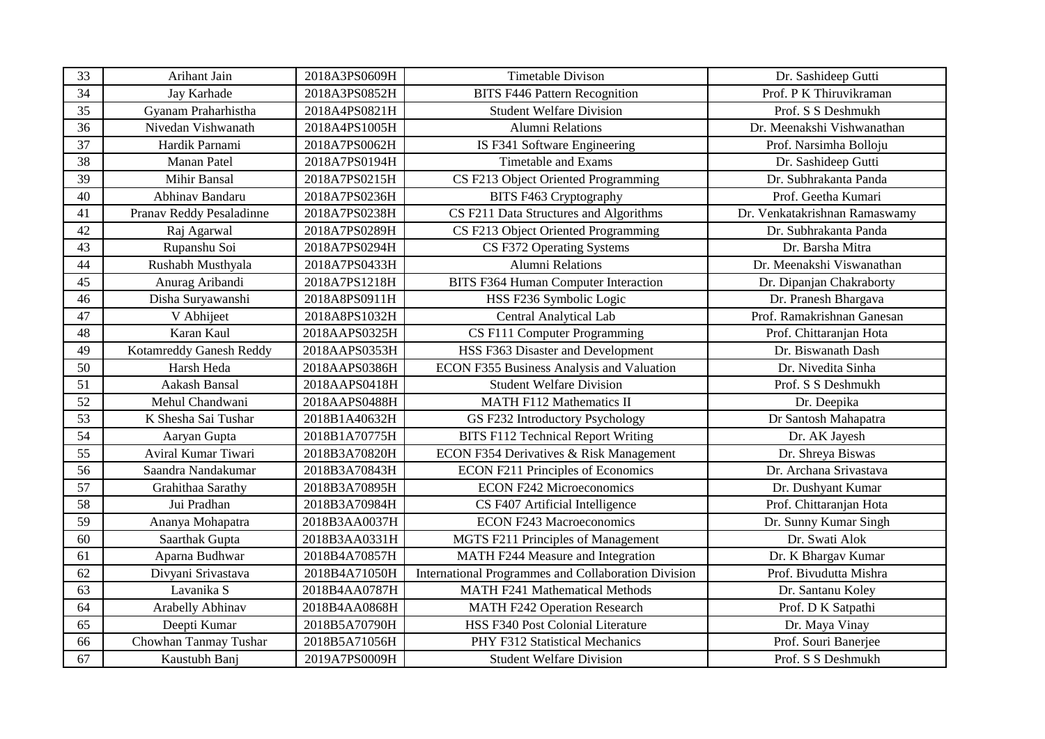| 33 | Arihant Jain | 2018A3PS0609H | Timetable Divison | Dr. Sashideep Gutti |
|---|---|---|---|---|
| 34 | Jay Karhade | 2018A3PS0852H | BITS F446 Pattern Recognition | Prof. P K Thiruvikraman |
| 35 | Gyanam Praharhistha | 2018A4PS0821H | Student Welfare Division | Prof. S S Deshmukh |
| 36 | Nivedan Vishwanath | 2018A4PS1005H | Alumni Relations | Dr. Meenakshi Vishwanathan |
| 37 | Hardik Parnami | 2018A7PS0062H | IS F341 Software Engineering | Prof. Narsimha Bolloju |
| 38 | Manan Patel | 2018A7PS0194H | Timetable and Exams | Dr. Sashideep Gutti |
| 39 | Mihir Bansal | 2018A7PS0215H | CS F213 Object Oriented Programming | Dr. Subhrakanta Panda |
| 40 | Abhinav Bandaru | 2018A7PS0236H | BITS F463 Cryptography | Prof. Geetha Kumari |
| 41 | Pranav Reddy Pesaladinne | 2018A7PS0238H | CS F211 Data Structures and Algorithms | Dr. Venkatakrishnan Ramaswamy |
| 42 | Raj Agarwal | 2018A7PS0289H | CS F213 Object Oriented Programming | Dr. Subhrakanta Panda |
| 43 | Rupanshu Soi | 2018A7PS0294H | CS F372 Operating Systems | Dr. Barsha Mitra |
| 44 | Rushabh Musthyala | 2018A7PS0433H | Alumni Relations | Dr. Meenakshi Viswanathan |
| 45 | Anurag Aribandi | 2018A7PS1218H | BITS F364 Human Computer Interaction | Dr. Dipanjan Chakraborty |
| 46 | Disha Suryawanshi | 2018A8PS0911H | HSS F236 Symbolic Logic | Dr. Pranesh Bhargava |
| 47 | V Abhijeet | 2018A8PS1032H | Central Analytical Lab | Prof. Ramakrishnan Ganesan |
| 48 | Karan Kaul | 2018AAPS0325H | CS F111 Computer Programming | Prof. Chittaranjan Hota |
| 49 | Kotamreddy Ganesh Reddy | 2018AAPS0353H | HSS F363 Disaster and Development | Dr. Biswanath Dash |
| 50 | Harsh Heda | 2018AAPS0386H | ECON F355 Business Analysis and Valuation | Dr. Nivedita Sinha |
| 51 | Aakash Bansal | 2018AAPS0418H | Student Welfare Division | Prof. S S Deshmukh |
| 52 | Mehul Chandwani | 2018AAPS0488H | MATH F112 Mathematics II | Dr. Deepika |
| 53 | K Shesha Sai Tushar | 2018B1A40632H | GS F232 Introductory Psychology | Dr Santosh Mahapatra |
| 54 | Aaryan Gupta | 2018B1A70775H | BITS F112 Technical Report Writing | Dr. AK Jayesh |
| 55 | Aviral Kumar Tiwari | 2018B3A70820H | ECON F354 Derivatives & Risk Management | Dr. Shreya Biswas |
| 56 | Saandra Nandakumar | 2018B3A70843H | ECON F211 Principles of Economics | Dr. Archana Srivastava |
| 57 | Grahithaa Sarathy | 2018B3A70895H | ECON F242 Microeconomics | Dr. Dushyant Kumar |
| 58 | Jui Pradhan | 2018B3A70984H | CS F407 Artificial Intelligence | Prof. Chittaranjan Hota |
| 59 | Ananya Mohapatra | 2018B3AA0037H | ECON F243 Macroeconomics | Dr. Sunny Kumar Singh |
| 60 | Saarthak Gupta | 2018B3AA0331H | MGTS F211 Principles of Management | Dr. Swati Alok |
| 61 | Aparna Budhwar | 2018B4A70857H | MATH F244 Measure and Integration | Dr. K Bhargav Kumar |
| 62 | Divyani Srivastava | 2018B4A71050H | International Programmes and Collaboration Division | Prof. Bivudutta Mishra |
| 63 | Lavanika S | 2018B4AA0787H | MATH F241 Mathematical Methods | Dr. Santanu Koley |
| 64 | Arabelly Abhinav | 2018B4AA0868H | MATH F242 Operation Research | Prof. D K Satpathi |
| 65 | Deepti Kumar | 2018B5A70790H | HSS F340 Post Colonial Literature | Dr. Maya Vinay |
| 66 | Chowhan Tanmay Tushar | 2018B5A71056H | PHY F312 Statistical Mechanics | Prof. Souri Banerjee |
| 67 | Kaustubh Banj | 2019A7PS0009H | Student Welfare Division | Prof. S S Deshmukh |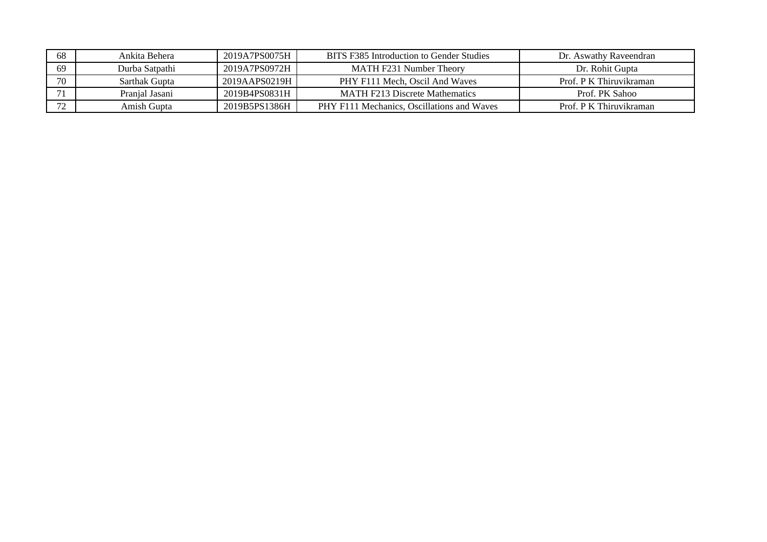| | | | | |
|---|---|---|---|---|
| 68 | Ankita Behera | 2019A7PS0075H | BITS F385 Introduction to Gender Studies | Dr. Aswathy Raveendran |
| 69 | Durba Satpathi | 2019A7PS0972H | MATH F231 Number Theory | Dr. Rohit Gupta |
| 70 | Sarthak Gupta | 2019AAPS0219H | PHY F111 Mech, Oscil And Waves | Prof. P K Thiruvikraman |
| 71 | Pranjal Jasani | 2019B4PS0831H | MATH F213 Discrete Mathematics | Prof. PK Sahoo |
| 72 | Amish Gupta | 2019B5PS1386H | PHY F111 Mechanics, Oscillations and Waves | Prof. P K Thiruvikraman |